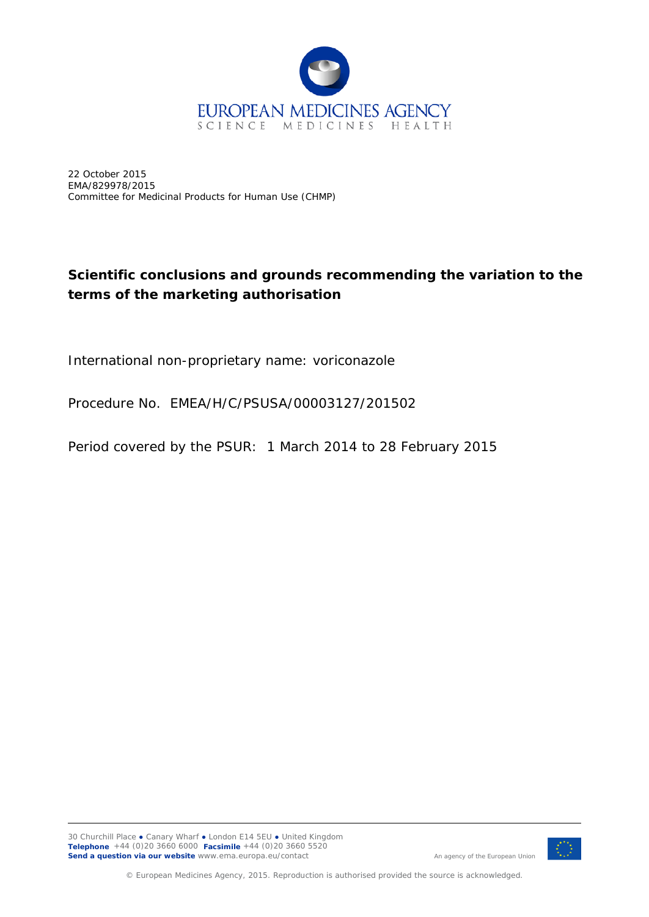22 October 2015
EMA/829978/2015
Committee for Medicinal Products for Human Use (CHMP)

# Scientific conclusions and grounds recommending the variation to the terms of the marketing authorisation

International non-proprietary name: voriconazole

Procedure No. EMEA/H/C/PSUSA/00003127/201502

Period covered by the PSUR: 1 March 2014 to 28 February 2015

30 Churchill Place ● Canary Wharf ● London E14 5EU ● United Kingdom
**Telephone** +44 (0)20 3660 6000 **Facsimile** +44 (0)20 3660 5520
**Send a question via our website** www.ema.europa.eu/contact

An agency of the European Union

© European Medicines Agency, 2015. Reproduction is authorised provided the source is acknowledged.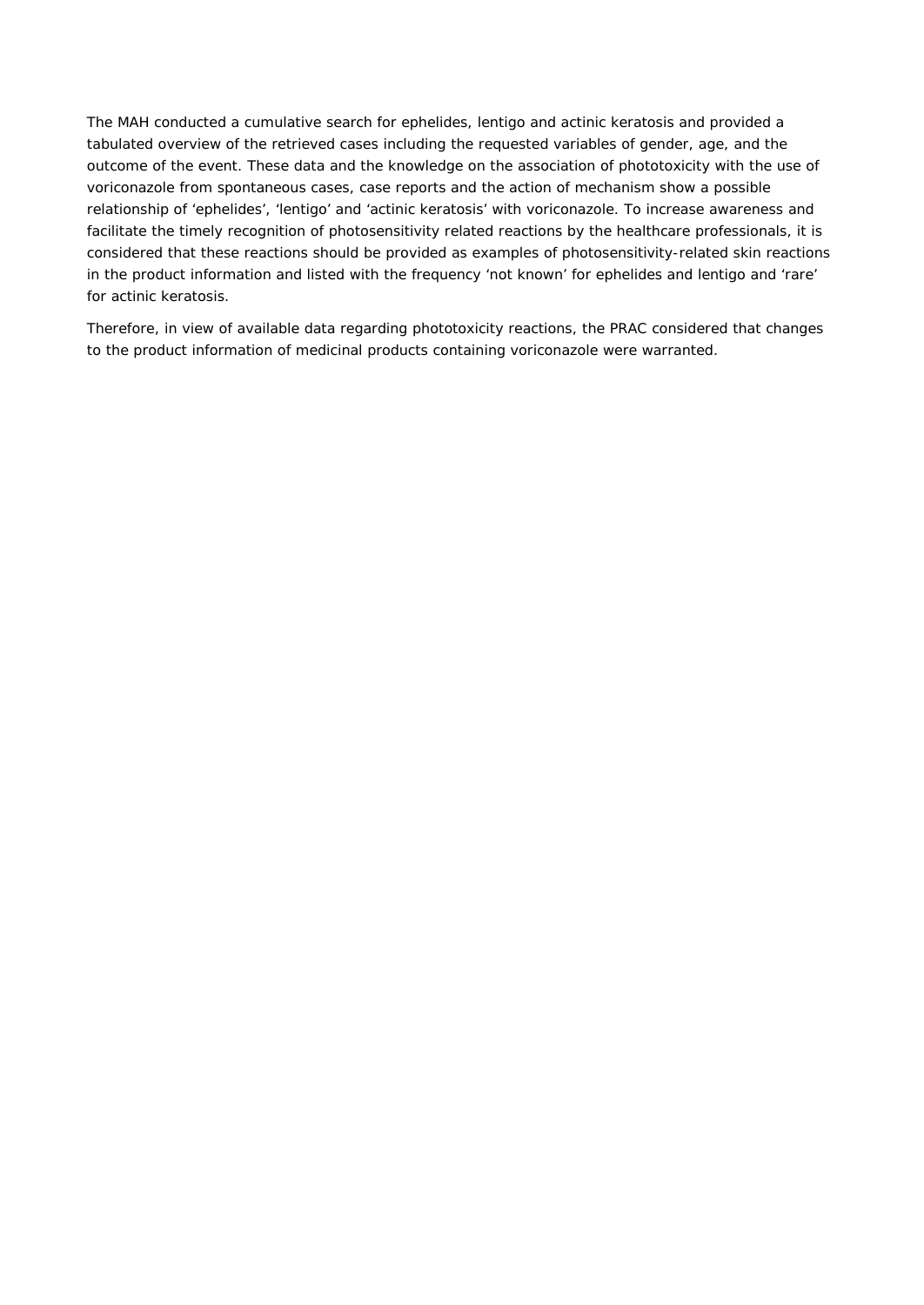The MAH conducted a cumulative search for ephelides, lentigo and actinic keratosis and provided a tabulated overview of the retrieved cases including the requested variables of gender, age, and the outcome of the event. These data and the knowledge on the association of phototoxicity with the use of voriconazole from spontaneous cases, case reports and the action of mechanism show a possible relationship of 'ephelides', 'lentigo' and 'actinic keratosis' with voriconazole. To increase awareness and facilitate the timely recognition of photosensitivity related reactions by the healthcare professionals, it is considered that these reactions should be provided as examples of photosensitivity-related skin reactions in the product information and listed with the frequency 'not known' for ephelides and lentigo and 'rare' for actinic keratosis.

Therefore, in view of available data regarding phototoxicity reactions, the PRAC considered that changes to the product information of medicinal products containing voriconazole were warranted.